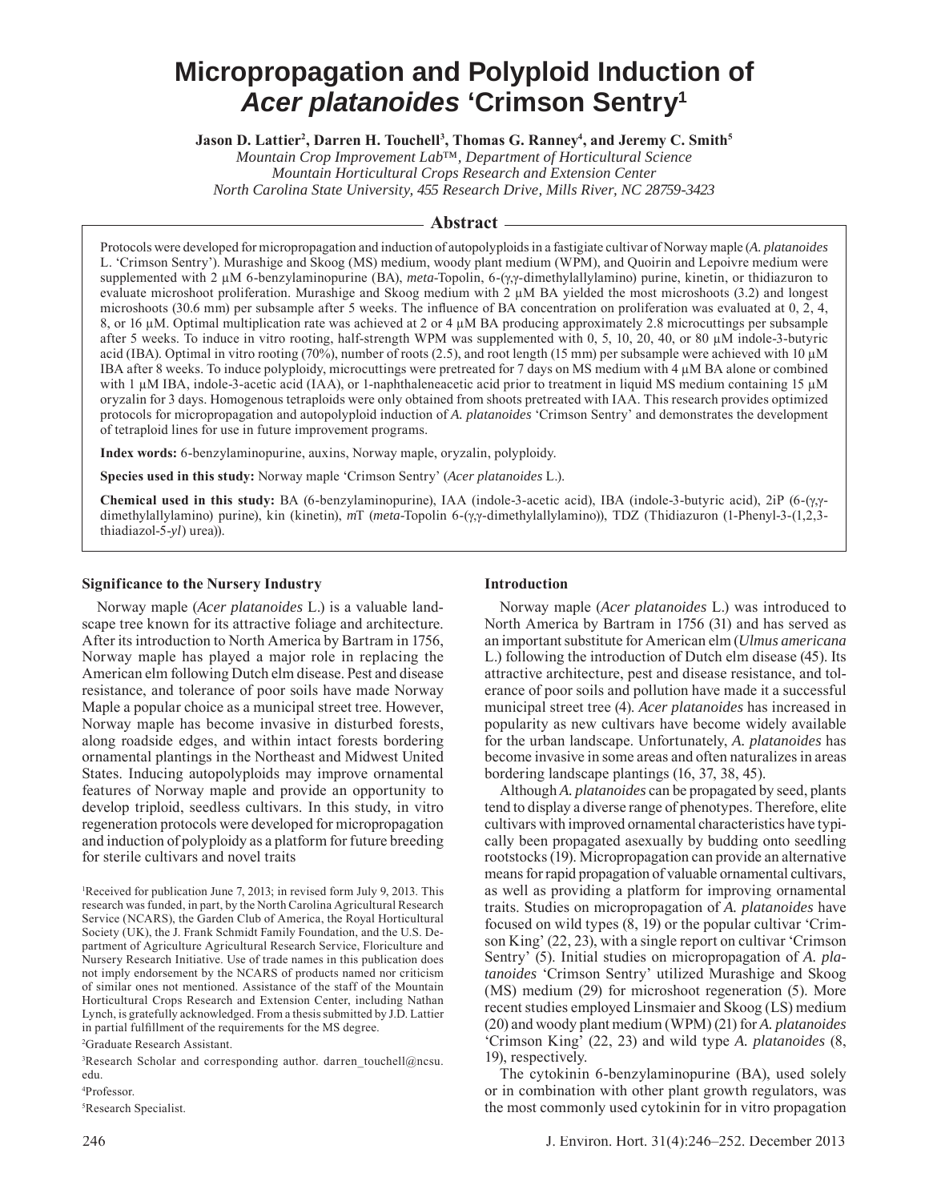# Micropropagation and Polyploid Induction of *Acer platanoides* 'Crimson Sentry'[1]

**Jason D. Lattier[2], Darren H. Touchell[3], Thomas G. Ranney[4], and Jeremy C. Smith[5]**

*Mountain Crop Improvement Lab™, Department of Horticultural Science*
*Mountain Horticultural Crops Research and Extension Center*
*North Carolina State University, 455 Research Drive, Mills River, NC 28759-3423*

## Abstract

Protocols were developed for micropropagation and induction of autopolyploids in a fastigiate cultivar of Norway maple (*A. platanoides* L. 'Crimson Sentry'). Murashige and Skoog (MS) medium, woody plant medium (WPM), and Quoirin and Lepoivre medium were supplemented with 2 µM 6-benzylaminopurine (BA), *meta*-Topolin, 6-(γ,γ-dimethylallylamino) purine, kinetin, or thidiazuron to evaluate microshoot proliferation. Murashige and Skoog medium with 2 µM BA yielded the most microshoots (3.2) and longest microshoots (30.6 mm) per subsample after 5 weeks. The influence of BA concentration on proliferation was evaluated at 0, 2, 4, 8, or 16 µM. Optimal multiplication rate was achieved at 2 or 4 µM BA producing approximately 2.8 microcuttings per subsample after 5 weeks. To induce in vitro rooting, half-strength WPM was supplemented with 0, 5, 10, 20, 40, or 80 µM indole-3-butyric acid (IBA). Optimal in vitro rooting (70%), number of roots (2.5), and root length (15 mm) per subsample were achieved with 10 µM IBA after 8 weeks. To induce polyploidy, microcuttings were pretreated for 7 days on MS medium with 4 µM BA alone or combined with 1 µM IBA, indole-3-acetic acid (IAA), or 1-naphthaleneacetic acid prior to treatment in liquid MS medium containing 15 µM oryzalin for 3 days. Homogenous tetraploids were only obtained from shoots pretreated with IAA. This research provides optimized protocols for micropropagation and autopolyploid induction of *A. platanoides* 'Crimson Sentry' and demonstrates the development of tetraploid lines for use in future improvement programs.

**Index words:** 6-benzylaminopurine, auxins, Norway maple, oryzalin, polyploidy.

**Species used in this study:** Norway maple 'Crimson Sentry' (*Acer platanoides* L.).

**Chemical used in this study:** BA (6-benzylaminopurine), IAA (indole-3-acetic acid), IBA (indole-3-butyric acid), 2iP (6-(γ,γ-dimethylallylamino) purine), kin (kinetin), *m*T (*meta*-Topolin 6-(γ,γ-dimethylallylamino)), TDZ (Thidiazuron (1-Phenyl-3-(1,2,3-thiadiazol-5-*yl*) urea)).

### Significance to the Nursery Industry

Norway maple (*Acer platanoides* L.) is a valuable landscape tree known for its attractive foliage and architecture. After its introduction to North America by Bartram in 1756, Norway maple has played a major role in replacing the American elm following Dutch elm disease. Pest and disease resistance, and tolerance of poor soils have made Norway Maple a popular choice as a municipal street tree. However, Norway maple has become invasive in disturbed forests, along roadside edges, and within intact forests bordering ornamental plantings in the Northeast and Midwest United States. Inducing autopolyploids may improve ornamental features of Norway maple and provide an opportunity to develop triploid, seedless cultivars. In this study, in vitro regeneration protocols were developed for micropropagation and induction of polyploidy as a platform for future breeding for sterile cultivars and novel traits

[1]Received for publication June 7, 2013; in revised form July 9, 2013. This research was funded, in part, by the North Carolina Agricultural Research Service (NCARS), the Garden Club of America, the Royal Horticultural Society (UK), the J. Frank Schmidt Family Foundation, and the U.S. Department of Agriculture Agricultural Research Service, Floriculture and Nursery Research Initiative. Use of trade names in this publication does not imply endorsement by the NCARS of products named nor criticism of similar ones not mentioned. Assistance of the staff of the Mountain Horticultural Crops Research and Extension Center, including Nathan Lynch, is gratefully acknowledged. From a thesis submitted by J.D. Lattier in partial fulfillment of the requirements for the MS degree.

[2]Graduate Research Assistant.

[3]Research Scholar and corresponding author. darren_touchell@ncsu.edu.

[4]Professor.

[5]Research Specialist.

### Introduction

Norway maple (*Acer platanoides* L.) was introduced to North America by Bartram in 1756 (31) and has served as an important substitute for American elm (*Ulmus americana* L.) following the introduction of Dutch elm disease (45). Its attractive architecture, pest and disease resistance, and tolerance of poor soils and pollution have made it a successful municipal street tree (4). *Acer platanoides* has increased in popularity as new cultivars have become widely available for the urban landscape. Unfortunately, *A. platanoides* has become invasive in some areas and often naturalizes in areas bordering landscape plantings (16, 37, 38, 45).

Although *A. platanoides* can be propagated by seed, plants tend to display a diverse range of phenotypes. Therefore, elite cultivars with improved ornamental characteristics have typically been propagated asexually by budding onto seedling rootstocks (19). Micropropagation can provide an alternative means for rapid propagation of valuable ornamental cultivars, as well as providing a platform for improving ornamental traits. Studies on micropropagation of *A. platanoides* have focused on wild types (8, 19) or the popular cultivar 'Crimson King' (22, 23), with a single report on cultivar 'Crimson Sentry' (5). Initial studies on micropropagation of *A. platanoides* 'Crimson Sentry' utilized Murashige and Skoog (MS) medium (29) for microshoot regeneration (5). More recent studies employed Linsmaier and Skoog (LS) medium (20) and woody plant medium (WPM) (21) for *A. platanoides* 'Crimson King' (22, 23) and wild type *A. platanoides* (8, 19), respectively.

The cytokinin 6-benzylaminopurine (BA), used solely or in combination with other plant growth regulators, was the most commonly used cytokinin for in vitro propagation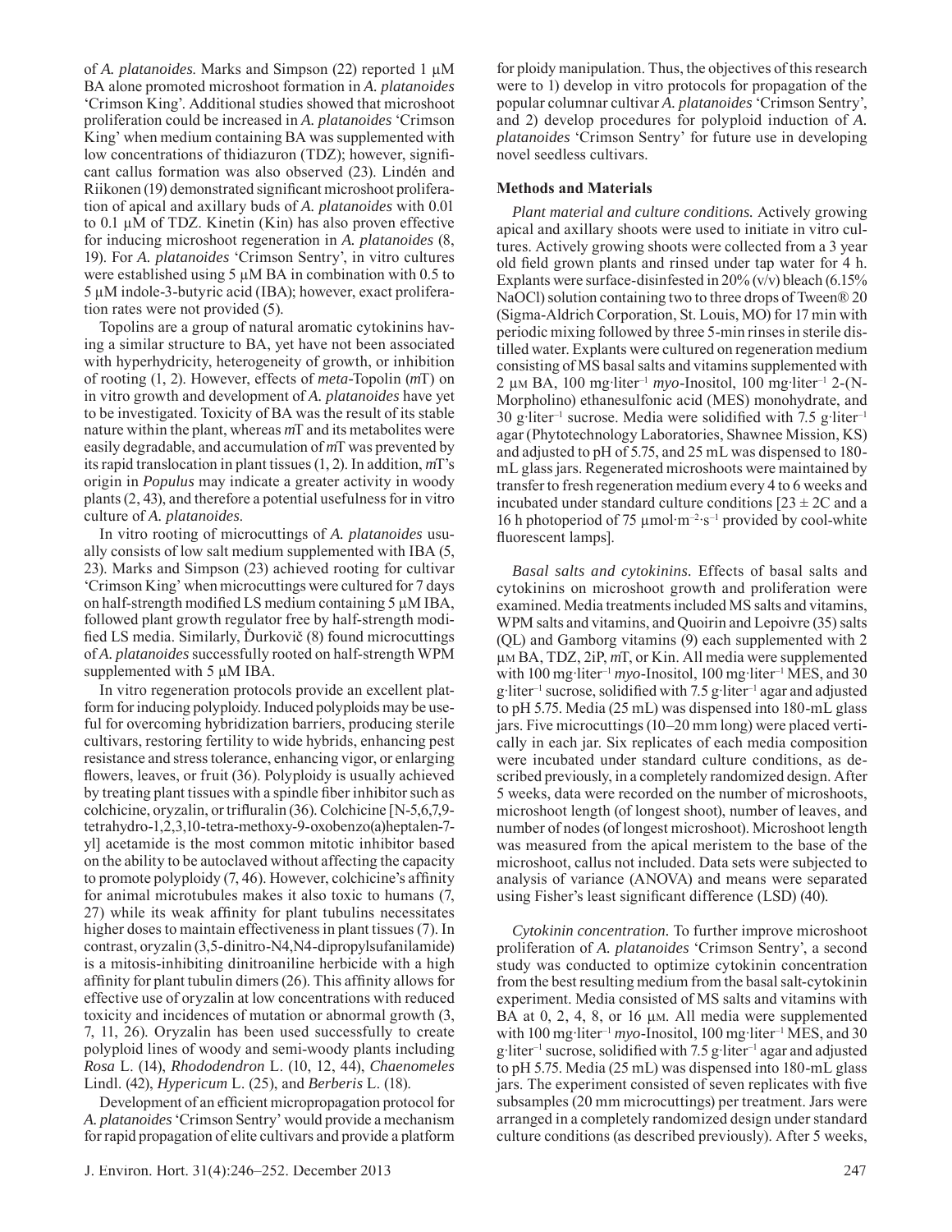of *A. platanoides.* Marks and Simpson (22) reported 1 μM BA alone promoted microshoot formation in *A. platanoides* 'Crimson King'. Additional studies showed that microshoot proliferation could be increased in *A. platanoides* 'Crimson King' when medium containing BA was supplemented with low concentrations of thidiazuron (TDZ); however, significant callus formation was also observed (23). Lindén and Riikonen (19) demonstrated significant microshoot proliferation of apical and axillary buds of *A. platanoides* with 0.01 to 0.1 μM of TDZ. Kinetin (Kin) has also proven effective for inducing microshoot regeneration in *A. platanoides* (8, 19). For *A. platanoides* 'Crimson Sentry', in vitro cultures were established using 5 μM BA in combination with 0.5 to 5 μM indole-3-butyric acid (IBA); however, exact proliferation rates were not provided (5).

Topolins are a group of natural aromatic cytokinins having a similar structure to BA, yet have not been associated with hyperhydricity, heterogeneity of growth, or inhibition of rooting (1, 2). However, effects of *meta*-Topolin (*m*T) on in vitro growth and development of *A. platanoides* have yet to be investigated. Toxicity of BA was the result of its stable nature within the plant, whereas *m*T and its metabolites were easily degradable, and accumulation of *m*T was prevented by its rapid translocation in plant tissues (1, 2). In addition, *m*T's origin in *Populus* may indicate a greater activity in woody plants (2, 43), and therefore a potential usefulness for in vitro culture of *A. platanoides.*

In vitro rooting of microcuttings of *A. platanoides* usually consists of low salt medium supplemented with IBA (5, 23). Marks and Simpson (23) achieved rooting for cultivar 'Crimson King' when microcuttings were cultured for 7 days on half-strength modified LS medium containing 5 μM IBA, followed plant growth regulator free by half-strength modified LS media. Similarly, Ďurkovič (8) found microcuttings of *A. platanoides* successfully rooted on half-strength WPM supplemented with 5 μM IBA.

In vitro regeneration protocols provide an excellent platform for inducing polyploidy. Induced polyploids may be useful for overcoming hybridization barriers, producing sterile cultivars, restoring fertility to wide hybrids, enhancing pest resistance and stress tolerance, enhancing vigor, or enlarging flowers, leaves, or fruit (36). Polyploidy is usually achieved by treating plant tissues with a spindle fiber inhibitor such as colchicine, oryzalin, or trifluralin (36). Colchicine [N-5,6,7,9-tetrahydro-1,2,3,10-tetra-methoxy-9-oxobenzo(a)heptalen-7-yl] acetamide is the most common mitotic inhibitor based on the ability to be autoclaved without affecting the capacity to promote polyploidy (7, 46). However, colchicine's affinity for animal microtubules makes it also toxic to humans (7, 27) while its weak affinity for plant tubulins necessitates higher doses to maintain effectiveness in plant tissues (7). In contrast, oryzalin (3,5-dinitro-N4,N4-dipropylsufanilamide) is a mitosis-inhibiting dinitroaniline herbicide with a high affinity for plant tubulin dimers (26). This affinity allows for effective use of oryzalin at low concentrations with reduced toxicity and incidences of mutation or abnormal growth (3, 7, 11, 26). Oryzalin has been used successfully to create polyploid lines of woody and semi-woody plants including *Rosa* L. (14), *Rhododendron* L. (10, 12, 44), *Chaenomeles* Lindl. (42), *Hypericum* L. (25), and *Berberis* L. (18).

Development of an efficient micropropagation protocol for *A. platanoides* 'Crimson Sentry' would provide a mechanism for rapid propagation of elite cultivars and provide a platform for ploidy manipulation. Thus, the objectives of this research were to 1) develop in vitro protocols for propagation of the popular columnar cultivar *A. platanoides* 'Crimson Sentry', and 2) develop procedures for polyploid induction of *A. platanoides* 'Crimson Sentry' for future use in developing novel seedless cultivars.

## Methods and Materials

*Plant material and culture conditions.* Actively growing apical and axillary shoots were used to initiate in vitro cultures. Actively growing shoots were collected from a 3 year old field grown plants and rinsed under tap water for 4 h. Explants were surface-disinfested in 20% (v/v) bleach (6.15% NaOCl) solution containing two to three drops of Tween® 20 (Sigma-Aldrich Corporation, St. Louis, MO) for 17 min with periodic mixing followed by three 5-min rinses in sterile distilled water. Explants were cultured on regeneration medium consisting of MS basal salts and vitamins supplemented with 2 μM BA, 100 mg·liter$^{-1}$ *myo*-Inositol, 100 mg·liter$^{-1}$ 2-(N-Morpholino) ethanesulfonic acid (MES) monohydrate, and 30 g·liter$^{-1}$ sucrose. Media were solidified with 7.5 g·liter$^{-1}$ agar (Phytotechnology Laboratories, Shawnee Mission, KS) and adjusted to pH of 5.75, and 25 mL was dispensed to 180-mL glass jars. Regenerated microshoots were maintained by transfer to fresh regeneration medium every 4 to 6 weeks and incubated under standard culture conditions [23 ± 2C and a 16 h photoperiod of 75 μmol·m$^{-2}$·s$^{-1}$ provided by cool-white fluorescent lamps].

*Basal salts and cytokinins.* Effects of basal salts and cytokinins on microshoot growth and proliferation were examined. Media treatments included MS salts and vitamins, WPM salts and vitamins, and Quoirin and Lepoivre (35) salts (QL) and Gamborg vitamins (9) each supplemented with 2 μM BA, TDZ, 2iP, *m*T, or Kin. All media were supplemented with 100 mg·liter$^{-1}$ *myo*-Inositol, 100 mg·liter$^{-1}$ MES, and 30 g·liter$^{-1}$ sucrose, solidified with 7.5 g·liter$^{-1}$ agar and adjusted to pH 5.75. Media (25 mL) was dispensed into 180-mL glass jars. Five microcuttings (10–20 mm long) were placed vertically in each jar. Six replicates of each media composition were incubated under standard culture conditions, as described previously, in a completely randomized design. After 5 weeks, data were recorded on the number of microshoots, microshoot length (of longest shoot), number of leaves, and number of nodes (of longest microshoot). Microshoot length was measured from the apical meristem to the base of the microshoot, callus not included. Data sets were subjected to analysis of variance (ANOVA) and means were separated using Fisher's least significant difference (LSD) (40).

*Cytokinin concentration.* To further improve microshoot proliferation of *A. platanoides* 'Crimson Sentry', a second study was conducted to optimize cytokinin concentration from the best resulting medium from the basal salt-cytokinin experiment. Media consisted of MS salts and vitamins with BA at 0, 2, 4, 8, or 16 μM. All media were supplemented with 100 mg·liter$^{-1}$ *myo*-Inositol, 100 mg·liter$^{-1}$ MES, and 30 g·liter$^{-1}$ sucrose, solidified with 7.5 g·liter$^{-1}$ agar and adjusted to pH 5.75. Media (25 mL) was dispensed into 180-mL glass jars. The experiment consisted of seven replicates with five subsamples (20 mm microcuttings) per treatment. Jars were arranged in a completely randomized design under standard culture conditions (as described previously). After 5 weeks,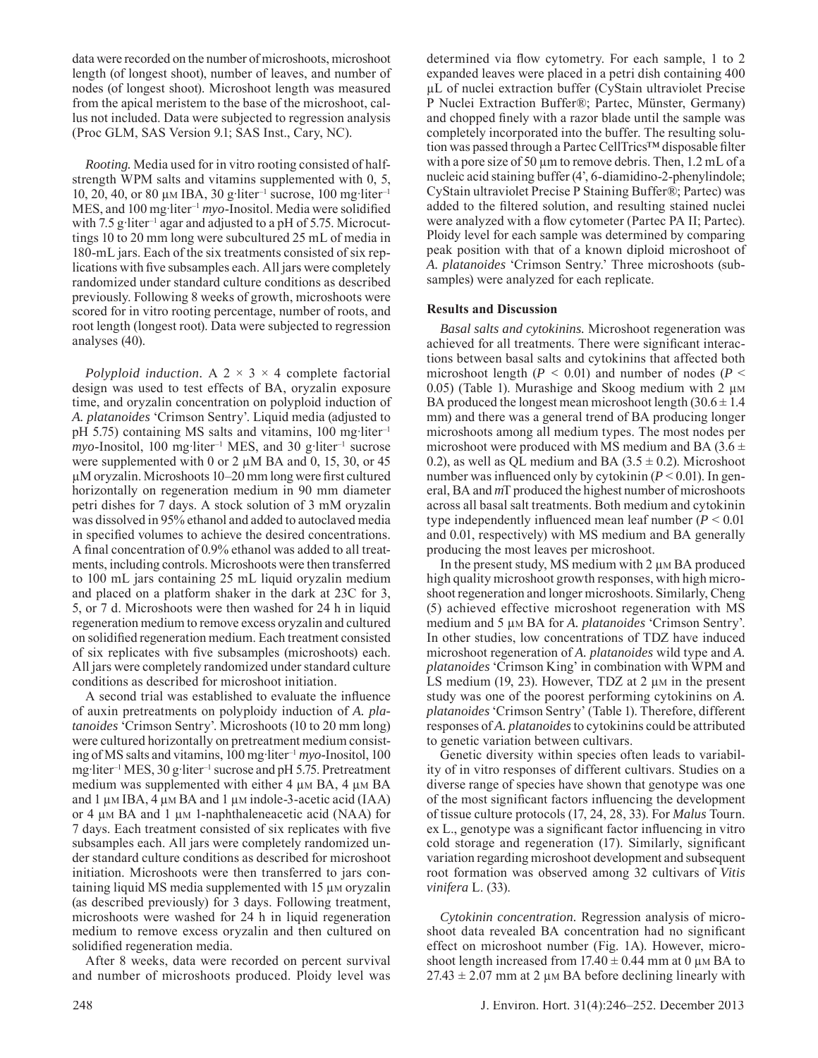data were recorded on the number of microshoots, microshoot length (of longest shoot), number of leaves, and number of nodes (of longest shoot). Microshoot length was measured from the apical meristem to the base of the microshoot, callus not included. Data were subjected to regression analysis (Proc GLM, SAS Version 9.1; SAS Inst., Cary, NC).

*Rooting.* Media used for in vitro rooting consisted of half-strength WPM salts and vitamins supplemented with 0, 5, 10, 20, 40, or 80 µM IBA, 30 g·liter$^{-1}$ sucrose, 100 mg·liter$^{-1}$ MES, and 100 mg·liter$^{-1}$ *myo*-Inositol. Media were solidified with 7.5 g·liter$^{-1}$ agar and adjusted to a pH of 5.75. Microcuttings 10 to 20 mm long were subcultured 25 mL of media in 180-mL jars. Each of the six treatments consisted of six replications with five subsamples each. All jars were completely randomized under standard culture conditions as described previously. Following 8 weeks of growth, microshoots were scored for in vitro rooting percentage, number of roots, and root length (longest root). Data were subjected to regression analyses (40).

*Polyploid induction.* A 2 × 3 × 4 complete factorial design was used to test effects of BA, oryzalin exposure time, and oryzalin concentration on polyploid induction of *A. platanoides* 'Crimson Sentry'. Liquid media (adjusted to pH 5.75) containing MS salts and vitamins, 100 mg·liter$^{-1}$ *myo*-Inositol, 100 mg·liter$^{-1}$ MES, and 30 g·liter$^{-1}$ sucrose were supplemented with 0 or 2 µM BA and 0, 15, 30, or 45 µM oryzalin. Microshoots 10–20 mm long were first cultured horizontally on regeneration medium in 90 mm diameter petri dishes for 7 days. A stock solution of 3 mM oryzalin was dissolved in 95% ethanol and added to autoclaved media in specified volumes to achieve the desired concentrations. A final concentration of 0.9% ethanol was added to all treatments, including controls. Microshoots were then transferred to 100 mL jars containing 25 mL liquid oryzalin medium and placed on a platform shaker in the dark at 23C for 3, 5, or 7 d. Microshoots were then washed for 24 h in liquid regeneration medium to remove excess oryzalin and cultured on solidified regeneration medium. Each treatment consisted of six replicates with five subsamples (microshoots) each. All jars were completely randomized under standard culture conditions as described for microshoot initiation.

A second trial was established to evaluate the influence of auxin pretreatments on polyploidy induction of *A. platanoides* 'Crimson Sentry'. Microshoots (10 to 20 mm long) were cultured horizontally on pretreatment medium consisting of MS salts and vitamins, 100 mg·liter$^{-1}$ *myo*-Inositol, 100 mg·liter$^{-1}$ MES, 30 g·liter$^{-1}$ sucrose and pH 5.75. Pretreatment medium was supplemented with either 4 µM BA, 4 µM BA and 1 µM IBA, 4 µM BA and 1 µM indole-3-acetic acid (IAA) or 4 µM BA and 1 µM 1-naphthaleneacetic acid (NAA) for 7 days. Each treatment consisted of six replicates with five subsamples each. All jars were completely randomized under standard culture conditions as described for microshoot initiation. Microshoots were then transferred to jars containing liquid MS media supplemented with 15 µM oryzalin (as described previously) for 3 days. Following treatment, microshoots were washed for 24 h in liquid regeneration medium to remove excess oryzalin and then cultured on solidified regeneration media.

After 8 weeks, data were recorded on percent survival and number of microshoots produced. Ploidy level was determined via flow cytometry. For each sample, 1 to 2 expanded leaves were placed in a petri dish containing 400 µL of nuclei extraction buffer (CyStain ultraviolet Precise P Nuclei Extraction Buffer®; Partec, Münster, Germany) and chopped finely with a razor blade until the sample was completely incorporated into the buffer. The resulting solution was passed through a Partec CellTrics™ disposable filter with a pore size of 50 µm to remove debris. Then, 1.2 mL of a nucleic acid staining buffer (4', 6-diamidino-2-phenylindole; CyStain ultraviolet Precise P Staining Buffer®; Partec) was added to the filtered solution, and resulting stained nuclei were analyzed with a flow cytometer (Partec PA II; Partec). Ploidy level for each sample was determined by comparing peak position with that of a known diploid microshoot of *A. platanoides* 'Crimson Sentry.' Three microshoots (subsamples) were analyzed for each replicate.

## Results and Discussion

*Basal salts and cytokinins.* Microshoot regeneration was achieved for all treatments. There were significant interactions between basal salts and cytokinins that affected both microshoot length ($P < 0.01$) and number of nodes ($P < 0.05$) (Table 1). Murashige and Skoog medium with 2 µM BA produced the longest mean microshoot length (30.6 ± 1.4 mm) and there was a general trend of BA producing longer microshoots among all medium types. The most nodes per microshoot were produced with MS medium and BA (3.6 ± 0.2), as well as QL medium and BA (3.5 ± 0.2). Microshoot number was influenced only by cytokinin ($P < 0.01$). In general, BA and *m*T produced the highest number of microshoots across all basal salt treatments. Both medium and cytokinin type independently influenced mean leaf number ($P < 0.01$ and 0.01, respectively) with MS medium and BA generally producing the most leaves per microshoot.

In the present study, MS medium with 2 µM BA produced high quality microshoot growth responses, with high microshoot regeneration and longer microshoots. Similarly, Cheng (5) achieved effective microshoot regeneration with MS medium and 5 µM BA for *A. platanoides* 'Crimson Sentry'. In other studies, low concentrations of TDZ have induced microshoot regeneration of *A. platanoides* wild type and *A. platanoides* 'Crimson King' in combination with WPM and LS medium (19, 23). However, TDZ at 2 µM in the present study was one of the poorest performing cytokinins on *A. platanoides* 'Crimson Sentry' (Table 1). Therefore, different responses of *A. platanoides* to cytokinins could be attributed to genetic variation between cultivars.

Genetic diversity within species often leads to variability of in vitro responses of different cultivars. Studies on a diverse range of species have shown that genotype was one of the most significant factors influencing the development of tissue culture protocols (17, 24, 28, 33). For *Malus* Tourn. ex L., genotype was a significant factor influencing in vitro cold storage and regeneration (17). Similarly, significant variation regarding microshoot development and subsequent root formation was observed among 32 cultivars of *Vitis vinifera* L. (33).

*Cytokinin concentration.* Regression analysis of microshoot data revealed BA concentration had no significant effect on microshoot number (Fig. 1A). However, microshoot length increased from 17.40 ± 0.44 mm at 0 µM BA to 27.43 ± 2.07 mm at 2 µM BA before declining linearly with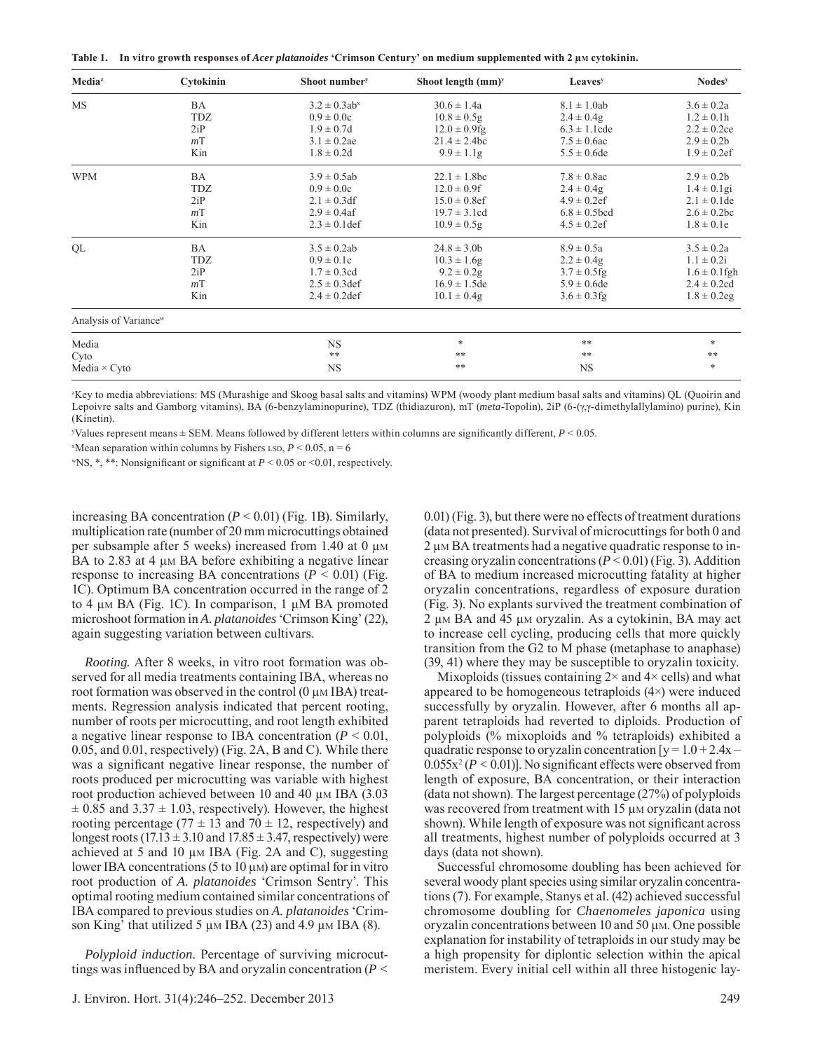**Table 1. In vitro growth responses of *Acer platanoides* 'Crimson Century' on medium supplemented with 2 µM cytokinin.**

| Media[z] | Cytokinin | Shoot number[y] | Shoot length (mm)[y] | Leaves[y] | Nodes[y] |
|---|---|---|---|---|---|
| MS | BA | 3.2 ± 0.3ab[x] | 30.6 ± 1.4a | 8.1 ± 1.0ab | 3.6 ± 0.2a |
| | TDZ | 0.9 ± 0.0c | 10.8 ± 0.5g | 2.4 ± 0.4g | 1.2 ± 0.1h |
| | 2iP | 1.9 ± 0.7d | 12.0 ± 0.9fg | 6.3 ± 1.1cde | 2.2 ± 0.2ce |
| | *m*T | 3.1 ± 0.2ae | 21.4 ± 2.4bc | 7.5 ± 0.6ac | 2.9 ± 0.2b |
| | Kin | 1.8 ± 0.2d | 9.9 ± 1.1g | 5.5 ± 0.6de | 1.9 ± 0.2ef |
| WPM | BA | 3.9 ± 0.5ab | 22.1 ± 1.8bc | 7.8 ± 0.8ac | 2.9 ± 0.2b |
| | TDZ | 0.9 ± 0.0c | 12.0 ± 0.9f | 2.4 ± 0.4g | 1.4 ± 0.1gi |
| | 2iP | 2.1 ± 0.3df | 15.0 ± 0.8ef | 4.9 ± 0.2ef | 2.1 ± 0.1de |
| | *m*T | 2.9 ± 0.4af | 19.7 ± 3.1cd | 6.8 ± 0.5bcd | 2.6 ± 0.2bc |
| | Kin | 2.3 ± 0.1def | 10.9 ± 0.5g | 4.5 ± 0.2ef | 1.8 ± 0.1e |
| QL | BA | 3.5 ± 0.2ab | 24.8 ± 3.0b | 8.9 ± 0.5a | 3.5 ± 0.2a |
| | TDZ | 0.9 ± 0.1c | 10.3 ± 1.6g | 2.2 ± 0.4g | 1.1 ± 0.2i |
| | 2iP | 1.7 ± 0.3cd | 9.2 ± 0.2g | 3.7 ± 0.5fg | 1.6 ± 0.1fgh |
| | *m*T | 2.5 ± 0.3def | 16.9 ± 1.5de | 5.9 ± 0.6de | 2.4 ± 0.2cd |
| | Kin | 2.4 ± 0.2def | 10.1 ± 0.4g | 3.6 ± 0.3fg | 1.8 ± 0.2eg |
| Analysis of Variance[w] | | | | | |
| Media | | NS | * | ** | * |
| Cyto | | ** | ** | ** | ** |
| Media × Cyto | | NS | ** | NS | * |

[z]Key to media abbreviations: MS (Murashige and Skoog basal salts and vitamins) WPM (woody plant medium basal salts and vitamins) QL (Quoirin and Lepoivre salts and Gamborg vitamins), BA (6-benzylaminopurine), TDZ (thidiazuron), mT (*meta*-Topolin), 2iP (6-(γ,γ-dimethylallylamino) purine), Kin (Kinetin).

[y]Values represent means ± SEM. Means followed by different letters within columns are significantly different, $P < 0.05$.

[x]Mean separation within columns by Fishers LSD, $P < 0.05$, $n = 6$

[w]NS, *, **: Nonsignificant or significant at $P < 0.05$ or $<0.01$, respectively.

increasing BA concentration ($P < 0.01$) (Fig. 1B). Similarly, multiplication rate (number of 20 mm microcuttings obtained per subsample after 5 weeks) increased from 1.40 at 0 µM BA to 2.83 at 4 µM BA before exhibiting a negative linear response to increasing BA concentrations ($P < 0.01$) (Fig. 1C). Optimum BA concentration occurred in the range of 2 to 4 µM BA (Fig. 1C). In comparison, 1 µM BA promoted microshoot formation in *A. platanoides* 'Crimson King' (22), again suggesting variation between cultivars.

*Rooting.* After 8 weeks, in vitro root formation was observed for all media treatments containing IBA, whereas no root formation was observed in the control (0 µM IBA) treatments. Regression analysis indicated that percent rooting, number of roots per microcutting, and root length exhibited a negative linear response to IBA concentration ($P < 0.01$, 0.05, and 0.01, respectively) (Fig. 2A, B and C). While there was a significant negative linear response, the number of roots produced per microcutting was variable with highest root production achieved between 10 and 40 µM IBA (3.03 ± 0.85 and 3.37 ± 1.03, respectively). However, the highest rooting percentage (77 ± 13 and 70 ± 12, respectively) and longest roots (17.13 ± 3.10 and 17.85 ± 3.47, respectively) were achieved at 5 and 10 µM IBA (Fig. 2A and C), suggesting lower IBA concentrations (5 to 10 µM) are optimal for in vitro root production of *A. platanoides* 'Crimson Sentry'. This optimal rooting medium contained similar concentrations of IBA compared to previous studies on *A. platanoides* 'Crimson King' that utilized 5 µM IBA (23) and 4.9 µM IBA (8).

*Polyploid induction.* Percentage of surviving microcuttings was influenced by BA and oryzalin concentration ($P < 0.01$) (Fig. 3), but there were no effects of treatment durations (data not presented). Survival of microcuttings for both 0 and 2 µM BA treatments had a negative quadratic response to increasing oryzalin concentrations ($P < 0.01$) (Fig. 3). Addition of BA to medium increased microcutting fatality at higher oryzalin concentrations, regardless of exposure duration (Fig. 3). No explants survived the treatment combination of 2 µM BA and 45 µM oryzalin. As a cytokinin, BA may act to increase cell cycling, producing cells that more quickly transition from the G2 to M phase (metaphase to anaphase) (39, 41) where they may be susceptible to oryzalin toxicity.

Mixoploids (tissues containing 2× and 4× cells) and what appeared to be homogeneous tetraploids (4×) were induced successfully by oryzalin. However, after 6 months all apparent tetraploids had reverted to diploids. Production of polyploids (% mixoploids and % tetraploids) exhibited a quadratic response to oryzalin concentration [$y = 1.0 + 2.4x - 0.055x^2$ ($P < 0.01$)]. No significant effects were observed from length of exposure, BA concentration, or their interaction (data not shown). The largest percentage (27%) of polyploids was recovered from treatment with 15 µM oryzalin (data not shown). While length of exposure was not significant across all treatments, highest number of polyploids occurred at 3 days (data not shown).

Successful chromosome doubling has been achieved for several woody plant species using similar oryzalin concentrations (7). For example, Stanys et al. (42) achieved successful chromosome doubling for *Chaenomeles japonica* using oryzalin concentrations between 10 and 50 µM. One possible explanation for instability of tetraploids in our study may be a high propensity for diplontic selection within the apical meristem. Every initial cell within all three histogenic lay-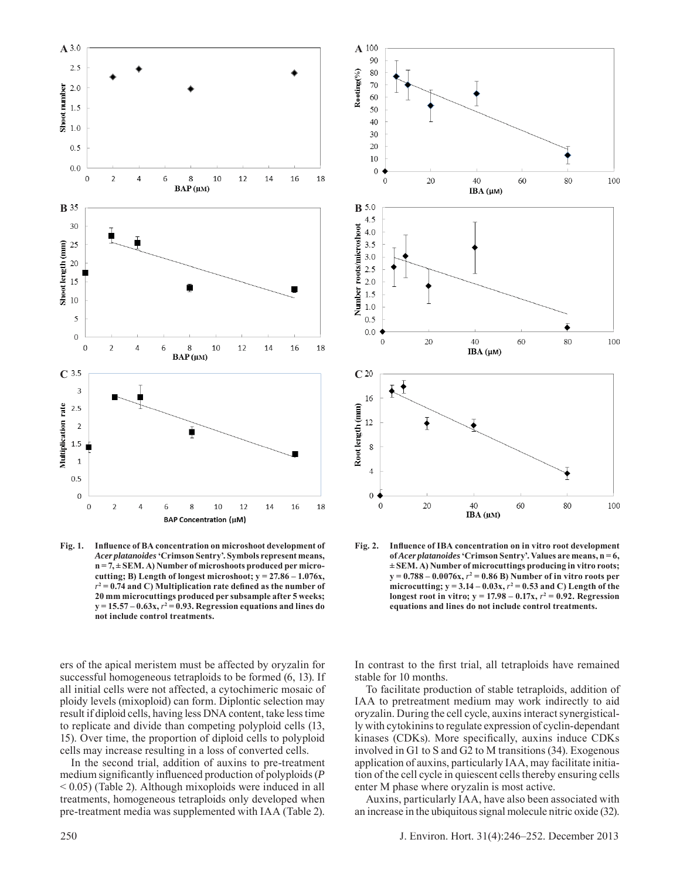**Fig. 1. Influence of BA concentration on microshoot development of *Acer platanoides* 'Crimson Sentry'. Symbols represent means, n = 7, ± SEM. A) Number of microshoots produced per microcutting; B) Length of longest microshoot; $y = 27.86 - 1.076x$, $r^2 = 0.74$ and C) Multiplication rate defined as the number of 20 mm microcuttings produced per subsample after 5 weeks; $y = 15.57 - 0.63x$, $r^2 = 0.93$. Regression equations and lines do not include control treatments.**

**Fig. 2. Influence of IBA concentration on in vitro root development of *Acer platanoides* 'Crimson Sentry'. Values are means, n = 6, ± SEM. A) Number of microcuttings producing in vitro roots; $y = 0.788 - 0.0076x$, $r^2 = 0.86$ B) Number of in vitro roots per microcutting; $y = 3.14 - 0.03x$, $r^2 = 0.53$ and C) Length of the longest root in vitro; $y = 17.98 - 0.17x$, $r^2 = 0.92$. Regression equations and lines do not include control treatments.**

ers of the apical meristem must be affected by oryzalin for successful homogeneous tetraploids to be formed (6, 13). If all initial cells were not affected, a cytochimeric mosaic of ploidy levels (mixoploid) can form. Diplontic selection may result if diploid cells, having less DNA content, take less time to replicate and divide than competing polyploid cells (13, 15). Over time, the proportion of diploid cells to polyploid cells may increase resulting in a loss of converted cells.

In the second trial, addition of auxins to pre-treatment medium significantly influenced production of polyploids ($P < 0.05$) (Table 2). Although mixoploids were induced in all treatments, homogeneous tetraploids only developed when pre-treatment media was supplemented with IAA (Table 2). In contrast to the first trial, all tetraploids have remained stable for 10 months.

To facilitate production of stable tetraploids, addition of IAA to pretreatment medium may work indirectly to aid oryzalin. During the cell cycle, auxins interact synergistically with cytokinins to regulate expression of cyclin-dependant kinases (CDKs). More specifically, auxins induce CDKs involved in G1 to S and G2 to M transitions (34). Exogenous application of auxins, particularly IAA, may facilitate initiation of the cell cycle in quiescent cells thereby ensuring cells enter M phase where oryzalin is most active.

Auxins, particularly IAA, have also been associated with an increase in the ubiquitous signal molecule nitric oxide (32).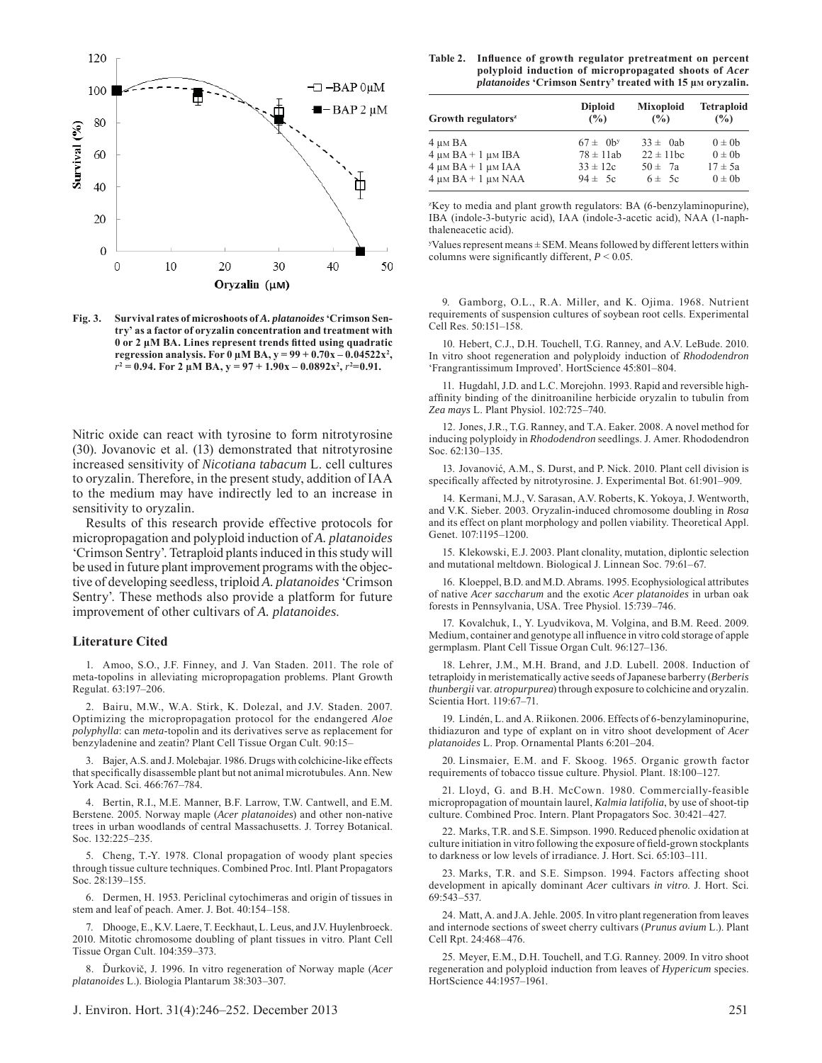Fig. 3. **Survival rates of microshoots of *A. platanoides* 'Crimson Sentry' as a factor of oryzalin concentration and treatment with 0 or 2 µM BA. Lines represent trends fitted using quadratic regression analysis. For 0 µM BA, $y = 99 + 0.70x – 0.04522x^2$, $r^2 = 0.94$. For 2 µM BA, $y = 97 + 1.90x – 0.0892x^2$, $r^2=0.91$.**

Nitric oxide can react with tyrosine to form nitrotyrosine (30). Jovanovic et al. (13) demonstrated that nitrotyrosine increased sensitivity of *Nicotiana tabacum* L. cell cultures to oryzalin. Therefore, in the present study, addition of IAA to the medium may have indirectly led to an increase in sensitivity to oryzalin.

Results of this research provide effective protocols for micropropagation and polyploid induction of *A. platanoides* 'Crimson Sentry'. Tetraploid plants induced in this study will be used in future plant improvement programs with the objective of developing seedless, triploid *A. platanoides* 'Crimson Sentry'. These methods also provide a platform for future improvement of other cultivars of *A. platanoides.*

**Table 2. Influence of growth regulator pretreatment on percent polyploid induction of micropropagated shoots of *Acer platanoides* 'Crimson Sentry' treated with 15 µM oryzalin.**

| Growth regulators[z] | Diploid (%) | Mixoploid (%) | Tetraploid (%) |
|---|---|---|---|
| 4 µM BA | 67 ± 0b[y] | 33 ± 0ab | 0 ± 0b |
| 4 µM BA + 1 µM IBA | 78 ± 11ab | 22 ± 11bc | 0 ± 0b |
| 4 µM BA + 1 µM IAA | 33 ± 12c | 50 ± 7a | 17 ± 5a |
| 4 µM BA + 1 µM NAA | 94 ± 5c | 6 ± 5c | 0 ± 0b |

[z]Key to media and plant growth regulators: BA (6-benzylaminopurine), IBA (indole-3-butyric acid), IAA (indole-3-acetic acid), NAA (1-naphthaleneacetic acid).

[y]Values represent means ± SEM. Means followed by different letters within columns were significantly different, $P < 0.05$.

### Literature Cited

1. Amoo, S.O., J.F. Finney, and J. Van Staden. 2011. The role of meta-topolins in alleviating micropropagation problems. Plant Growth Regulat. 63:197–206.

2. Bairu, M.W., W.A. Stirk, K. Dolezal, and J.V. Staden. 2007. Optimizing the micropropagation protocol for the endangered *Aloe polyphylla*: can *meta*-topolin and its derivatives serve as replacement for benzyladenine and zeatin? Plant Cell Tissue Organ Cult. 90:15–

3. Bajer, A.S. and J. Molebajar. 1986. Drugs with colchicine-like effects that specifically disassemble plant but not animal microtubules. Ann. New York Acad. Sci. 466:767–784.

4. Bertin, R.I., M.E. Manner, B.F. Larrow, T.W. Cantwell, and E.M. Berstene. 2005. Norway maple (*Acer platanoides*) and other non-native trees in urban woodlands of central Massachusetts. J. Torrey Botanical. Soc. 132:225–235.

5. Cheng, T.-Y. 1978. Clonal propagation of woody plant species through tissue culture techniques. Combined Proc. Intl. Plant Propagators Soc. 28:139–155.

6. Dermen, H. 1953. Periclinal cytochimeras and origin of tissues in stem and leaf of peach. Amer. J. Bot. 40:154–158.

7. Dhooge, E., K.V. Laere, T. Eeckhaut, L. Leus, and J.V. Huylenbroeck. 2010. Mitotic chromosome doubling of plant tissues in vitro. Plant Cell Tissue Organ Cult. 104:359–373.

8. Ďurkovič, J. 1996. In vitro regeneration of Norway maple (*Acer platanoides* L.). Biologia Plantarum 38:303–307.

9. Gamborg, O.L., R.A. Miller, and K. Ojima. 1968. Nutrient requirements of suspension cultures of soybean root cells. Experimental Cell Res. 50:151–158.

10. Hebert, C.J., D.H. Touchell, T.G. Ranney, and A.V. LeBude. 2010. In vitro shoot regeneration and polyploidy induction of *Rhododendron* 'Frangrantissimum Improved'. HortScience 45:801–804.

11. Hugdahl, J.D. and L.C. Morejohn. 1993. Rapid and reversible high-affinity binding of the dinitroaniline herbicide oryzalin to tubulin from *Zea mays* L. Plant Physiol. 102:725–740.

12. Jones, J.R., T.G. Ranney, and T.A. Eaker. 2008. A novel method for inducing polyploidy in *Rhododendron* seedlings. J. Amer. Rhododendron Soc. 62:130–135.

13. Jovanović, A.M., S. Durst, and P. Nick. 2010. Plant cell division is specifically affected by nitrotyrosine. J. Experimental Bot. 61:901–909.

14. Kermani, M.J., V. Sarasan, A.V. Roberts, K. Yokoya, J. Wentworth, and V.K. Sieber. 2003. Oryzalin-induced chromosome doubling in *Rosa* and its effect on plant morphology and pollen viability. Theoretical Appl. Genet. 107:1195–1200.

15. Klekowski, E.J. 2003. Plant clonality, mutation, diplontic selection and mutational meltdown. Biological J. Linnean Soc. 79:61–67.

16. Kloeppel, B.D. and M.D. Abrams. 1995. Ecophysiological attributes of native *Acer saccharum* and the exotic *Acer platanoides* in urban oak forests in Pennsylvania, USA. Tree Physiol. 15:739–746.

17. Kovalchuk, I., Y. Lyudvikova, M. Volgina, and B.M. Reed. 2009. Medium, container and genotype all influence in vitro cold storage of apple germplasm. Plant Cell Tissue Organ Cult. 96:127–136.

18. Lehrer, J.M., M.H. Brand, and J.D. Lubell. 2008. Induction of tetraploidy in meristematically active seeds of Japanese barberry (*Berberis thunbergii* var. *atropurpurea*) through exposure to colchicine and oryzalin. Scientia Hort. 119:67–71.

19. Lindén, L. and A. Riikonen. 2006. Effects of 6-benzylaminopurine, thidiazuron and type of explant on in vitro shoot development of *Acer platanoides* L. Prop. Ornamental Plants 6:201–204.

20. Linsmaier, E.M. and F. Skoog. 1965. Organic growth factor requirements of tobacco tissue culture. Physiol. Plant. 18:100–127.

21. Lloyd, G. and B.H. McCown. 1980. Commercially-feasible micropropagation of mountain laurel, *Kalmia latifolia*, by use of shoot-tip culture. Combined Proc. Intern. Plant Propagators Soc. 30:421–427.

22. Marks, T.R. and S.E. Simpson. 1990. Reduced phenolic oxidation at culture initiation in vitro following the exposure of field-grown stockplants to darkness or low levels of irradiance. J. Hort. Sci. 65:103–111.

23. Marks, T.R. and S.E. Simpson. 1994. Factors affecting shoot development in apically dominant *Acer* cultivars *in vitro.* J. Hort. Sci. 69:543–537.

24. Matt, A. and J.A. Jehle. 2005. In vitro plant regeneration from leaves and internode sections of sweet cherry cultivars (*Prunus avium* L.). Plant Cell Rpt. 24:468–476.

25. Meyer, E.M., D.H. Touchell, and T.G. Ranney. 2009. In vitro shoot regeneration and polyploid induction from leaves of *Hypericum* species. HortScience 44:1957–1961.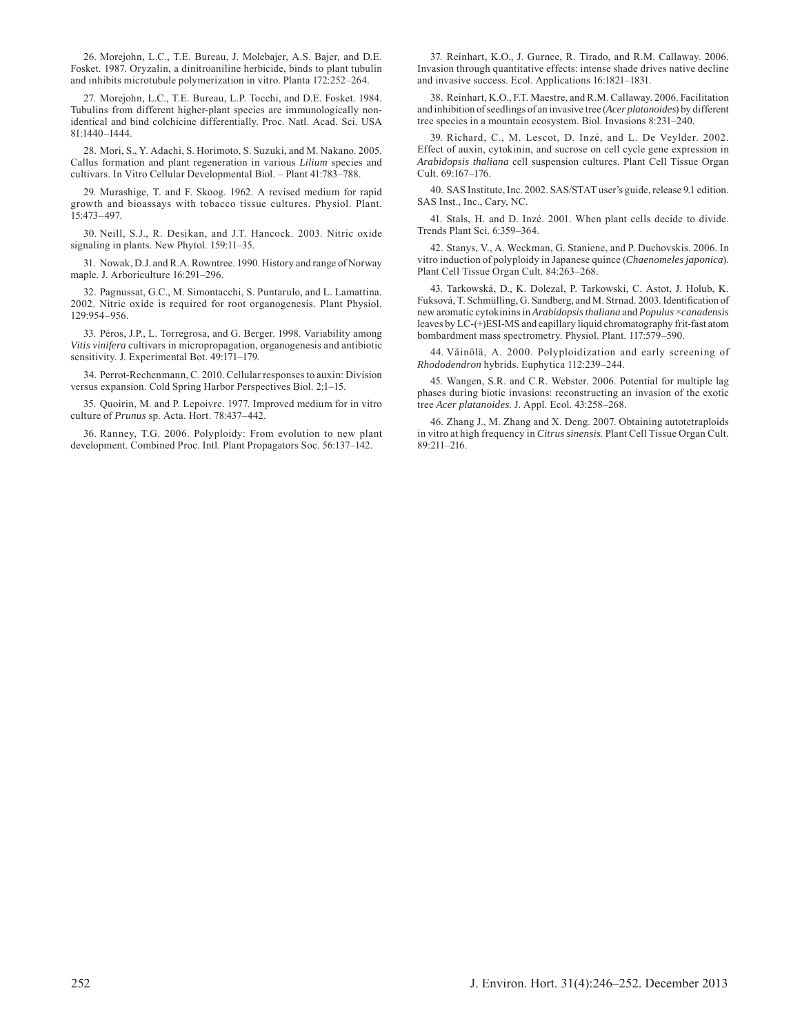26. Morejohn, L.C., T.E. Bureau, J. Molebajer, A.S. Bajer, and D.E. Fosket. 1987. Oryzalin, a dinitroaniline herbicide, binds to plant tubulin and inhibits microtubule polymerization in vitro. Planta 172:252–264.

27. Morejohn, L.C., T.E. Bureau, L.P. Tocchi, and D.E. Fosket. 1984. Tubulins from different higher-plant species are immunologically non-identical and bind colchicine differentially. Proc. Natl. Acad. Sci. USA 81:1440–1444.

28. Mori, S., Y. Adachi, S. Horimoto, S. Suzuki, and M. Nakano. 2005. Callus formation and plant regeneration in various *Lilium* species and cultivars. In Vitro Cellular Developmental Biol. – Plant 41:783–788.

29. Murashige, T. and F. Skoog. 1962. A revised medium for rapid growth and bioassays with tobacco tissue cultures. Physiol. Plant. 15:473–497.

30. Neill, S.J., R. Desikan, and J.T. Hancock. 2003. Nitric oxide signaling in plants. New Phytol. 159:11–35.

31. Nowak, D.J. and R.A. Rowntree. 1990. History and range of Norway maple. J. Arboriculture 16:291–296.

32. Pagnussat, G.C., M. Simontacchi, S. Puntarulo, and L. Lamattina. 2002. Nitric oxide is required for root organogenesis. Plant Physiol. 129:954–956.

33. Péros, J.P., L. Torregrosa, and G. Berger. 1998. Variability among *Vitis vinifera* cultivars in micropropagation, organogenesis and antibiotic sensitivity. J. Experimental Bot. 49:171–179.

34. Perrot-Rechenmann, C. 2010. Cellular responses to auxin: Division versus expansion. Cold Spring Harbor Perspectives Biol. 2:1–15.

35. Quoirin, M. and P. Lepoivre. 1977. Improved medium for in vitro culture of *Prunus* sp. Acta. Hort. 78:437–442.

36. Ranney, T.G. 2006. Polyploidy: From evolution to new plant development. Combined Proc. Intl. Plant Propagators Soc. 56:137–142.

37. Reinhart, K.O., J. Gurnee, R. Tirado, and R.M. Callaway. 2006. Invasion through quantitative effects: intense shade drives native decline and invasive success. Ecol. Applications 16:1821–1831.

38. Reinhart, K.O., F.T. Maestre, and R.M. Callaway. 2006. Facilitation and inhibition of seedlings of an invasive tree (*Acer platanoides*) by different tree species in a mountain ecosystem. Biol. Invasions 8:231–240.

39. Richard, C., M. Lescot, D. Inzé, and L. De Veylder. 2002. Effect of auxin, cytokinin, and sucrose on cell cycle gene expression in *Arabidopsis thaliana* cell suspension cultures. Plant Cell Tissue Organ Cult. 69:167–176.

40. SAS Institute, Inc. 2002. SAS/STAT user's guide, release 9.1 edition. SAS Inst., Inc., Cary, NC.

41. Stals, H. and D. Inzé. 2001. When plant cells decide to divide. Trends Plant Sci. 6:359–364.

42. Stanys, V., A. Weckman, G. Staniene, and P. Duchovskis. 2006. In vitro induction of polyploidy in Japanese quince (*Chaenomeles japonica*). Plant Cell Tissue Organ Cult. 84:263–268.

43. Tarkowská, D., K. Dolezal, P. Tarkowski, C. Astot, J. Holub, K. Fuksová, T. Schmülling, G. Sandberg, and M. Strnad. 2003. Identification of new aromatic cytokinins in *Arabidopsis thaliana* and *Populus ×canadensis* leaves by LC-(+)ESI-MS and capillary liquid chromatography frit-fast atom bombardment mass spectrometry. Physiol. Plant. 117:579–590.

44. Väinölä, A. 2000. Polyploidization and early screening of *Rhododendron* hybrids. Euphytica 112:239–244.

45. Wangen, S.R. and C.R. Webster. 2006. Potential for multiple lag phases during biotic invasions: reconstructing an invasion of the exotic tree *Acer platanoides.* J. Appl. Ecol. 43:258–268.

46. Zhang J., M. Zhang and X. Deng. 2007. Obtaining autotetraploids in vitro at high frequency in *Citrus sinensis.* Plant Cell Tissue Organ Cult. 89:211–216.